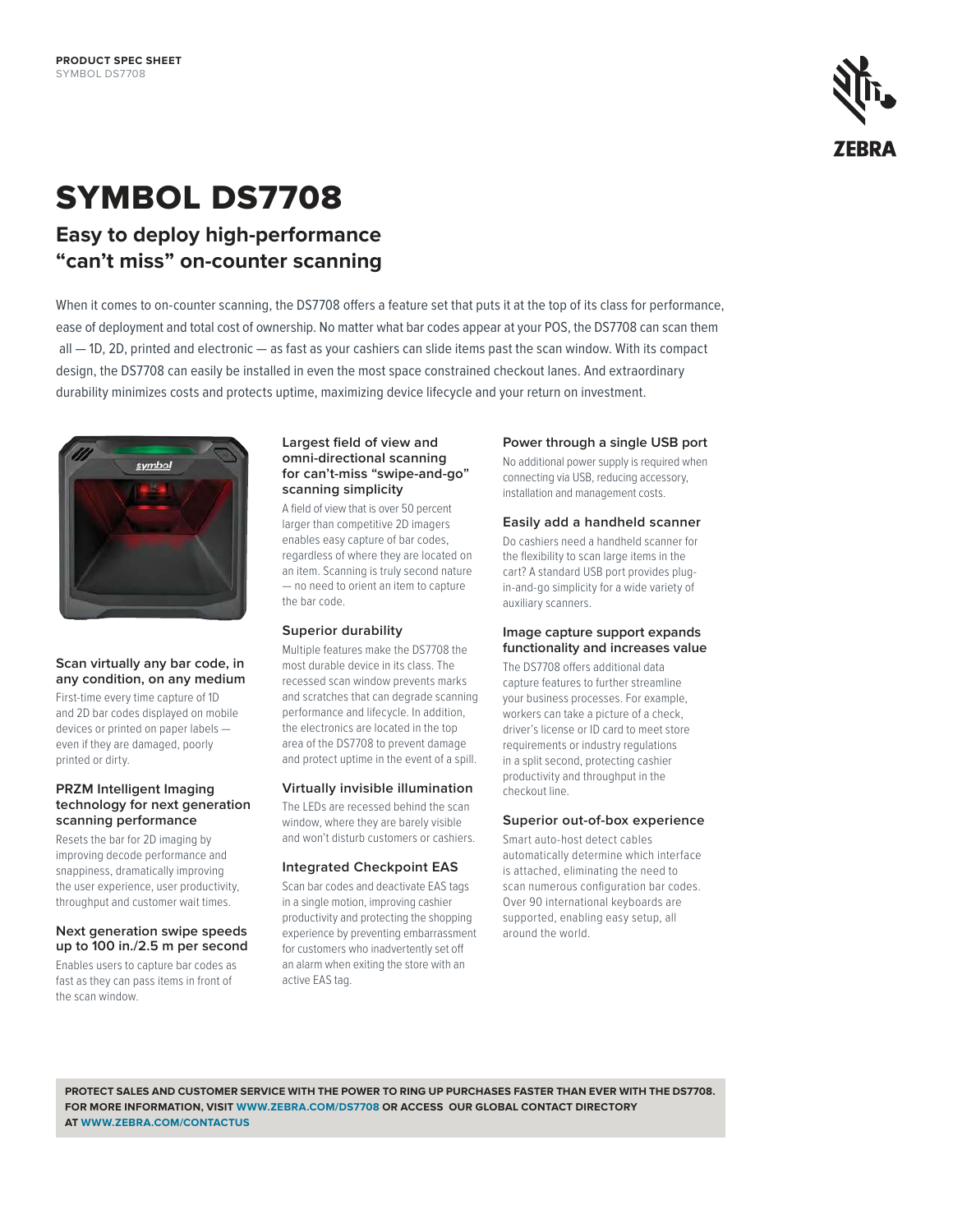PRODUCT SPEC SHEET
SYMBOL DS7708

# SYMBOL DS7708

## Easy to deploy high-performance "can't miss" on-counter scanning

When it comes to on-counter scanning, the DS7708 offers a feature set that puts it at the top of its class for performance, ease of deployment and total cost of ownership. No matter what bar codes appear at your POS, the DS7708 can scan them all — 1D, 2D, printed and electronic — as fast as your cashiers can slide items past the scan window. With its compact design, the DS7708 can easily be installed in even the most space constrained checkout lanes. And extraordinary durability minimizes costs and protects uptime, maximizing device lifecycle and your return on investment.

### Scan virtually any bar code, in any condition, on any medium

First-time every time capture of 1D and 2D bar codes displayed on mobile devices or printed on paper labels — even if they are damaged, poorly printed or dirty.

### PRZM Intelligent Imaging technology for next generation scanning performance

Resets the bar for 2D imaging by improving decode performance and snappiness, dramatically improving the user experience, user productivity, throughput and customer wait times.

### Next generation swipe speeds up to 100 in./2.5 m per second

Enables users to capture bar codes as fast as they can pass items in front of the scan window.

### Largest field of view and omni-directional scanning for can't-miss "swipe-and-go" scanning simplicity

A field of view that is over 50 percent larger than competitive 2D imagers enables easy capture of bar codes, regardless of where they are located on an item. Scanning is truly second nature — no need to orient an item to capture the bar code.

### Superior durability

Multiple features make the DS7708 the most durable device in its class. The recessed scan window prevents marks and scratches that can degrade scanning performance and lifecycle. In addition, the electronics are located in the top area of the DS7708 to prevent damage and protect uptime in the event of a spill.

### Virtually invisible illumination

The LEDs are recessed behind the scan window, where they are barely visible and won't disturb customers or cashiers.

### Integrated Checkpoint EAS

Scan bar codes and deactivate EAS tags in a single motion, improving cashier productivity and protecting the shopping experience by preventing embarrassment for customers who inadvertently set off an alarm when exiting the store with an active EAS tag.

### Power through a single USB port

No additional power supply is required when connecting via USB, reducing accessory, installation and management costs.

### Easily add a handheld scanner

Do cashiers need a handheld scanner for the flexibility to scan large items in the cart? A standard USB port provides plug-in-and-go simplicity for a wide variety of auxiliary scanners.

### Image capture support expands functionality and increases value

The DS7708 offers additional data capture features to further streamline your business processes. For example, workers can take a picture of a check, driver's license or ID card to meet store requirements or industry regulations in a split second, protecting cashier productivity and throughput in the checkout line.

### Superior out-of-box experience

Smart auto-host detect cables automatically determine which interface is attached, eliminating the need to scan numerous configuration bar codes. Over 90 international keyboards are supported, enabling easy setup, all around the world.

**PROTECT SALES AND CUSTOMER SERVICE WITH THE POWER TO RING UP PURCHASES FASTER THAN EVER WITH THE DS7708. FOR MORE INFORMATION, VISIT WWW.ZEBRA.COM/DS7708 OR ACCESS OUR GLOBAL CONTACT DIRECTORY AT WWW.ZEBRA.COM/CONTACTUS**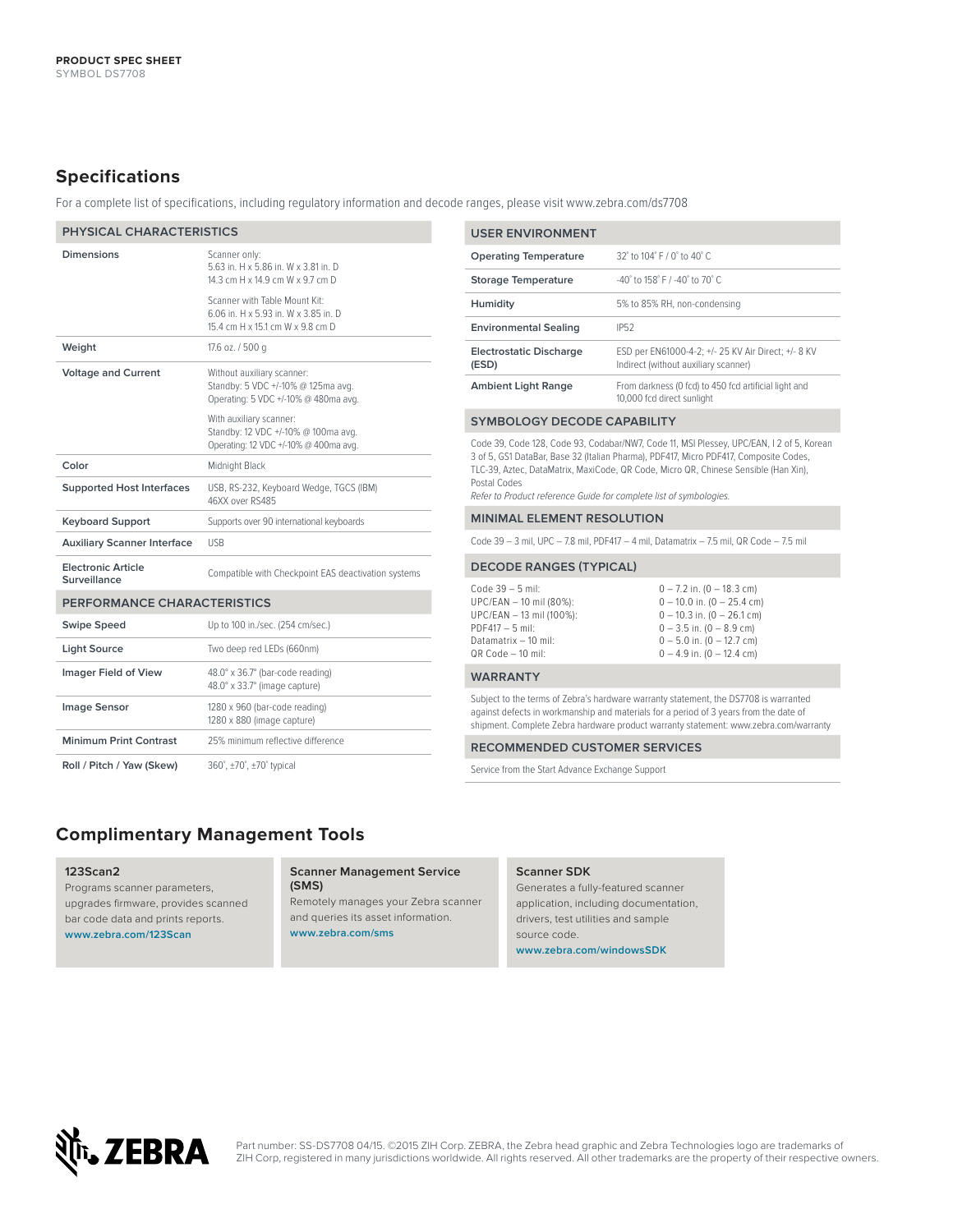## Specifications

For a complete list of specifications, including regulatory information and decode ranges, please visit www.zebra.com/ds7708

### PHYSICAL CHARACTERISTICS

| | |
|---|---|
| **Dimensions** | Scanner only:<br>5.63 in. H x 5.86 in. W x 3.81 in. D<br>14.3 cm H x 14.9 cm W x 9.7 cm D<br><br>Scanner with Table Mount Kit:<br>6.06 in. H x 5.93 in. W x 3.85 in. D<br>15.4 cm H x 15.1 cm W x 9.8 cm D |
| **Weight** | 17.6 oz. / 500 g |
| **Voltage and Current** | Without auxiliary scanner:<br>Standby: 5 VDC +/-10% @ 125ma avg.<br>Operating: 5 VDC +/-10% @ 480ma avg.<br><br>With auxiliary scanner:<br>Standby: 12 VDC +/-10% @ 100ma avg.<br>Operating: 12 VDC +/-10% @ 400ma avg. |
| **Color** | Midnight Black |
| **Supported Host Interfaces** | USB, RS-232, Keyboard Wedge, TGCS (IBM) 46XX over RS485 |
| **Keyboard Support** | Supports over 90 international keyboards |
| **Auxiliary Scanner Interface** | USB |
| **Electronic Article Surveillance** | Compatible with Checkpoint EAS deactivation systems |

### PERFORMANCE CHARACTERISTICS

| | |
|---|---|
| **Swipe Speed** | Up to 100 in./sec. (254 cm/sec.) |
| **Light Source** | Two deep red LEDs (660nm) |
| **Imager Field of View** | 48.0° x 36.7° (bar-code reading)<br>48.0° x 33.7° (image capture) |
| **Image Sensor** | 1280 x 960 (bar-code reading)<br>1280 x 880 (image capture) |
| **Minimum Print Contrast** | 25% minimum reflective difference |
| **Roll / Pitch / Yaw (Skew)** | 360°, ±70°, ±70° typical |

### USER ENVIRONMENT

| | |
|---|---|
| **Operating Temperature** | 32° to 104° F / 0° to 40° C |
| **Storage Temperature** | -40° to 158° F / -40° to 70° C |
| **Humidity** | 5% to 85% RH, non-condensing |
| **Environmental Sealing** | IP52 |
| **Electrostatic Discharge (ESD)** | ESD per EN61000-4-2; +/- 25 KV Air Direct; +/- 8 KV Indirect (without auxiliary scanner) |
| **Ambient Light Range** | From darkness (0 fcd) to 450 fcd artificial light and 10,000 fcd direct sunlight |

### SYMBOLOGY DECODE CAPABILITY

Code 39, Code 128, Code 93, Codabar/NW7, Code 11, MSI Plessey, UPC/EAN, I 2 of 5, Korean 3 of 5, GS1 DataBar, Base 32 (Italian Pharma), PDF417, Micro PDF417, Composite Codes, TLC-39, Aztec, DataMatrix, MaxiCode, QR Code, Micro QR, Chinese Sensible (Han Xin), Postal Codes

*Refer to Product reference Guide for complete list of symbologies.*

### MINIMAL ELEMENT RESOLUTION

Code 39 – 3 mil, UPC – 7.8 mil, PDF417 – 4 mil, Datamatrix – 7.5 mil, QR Code – 7.5 mil

### DECODE RANGES (TYPICAL)

| | |
|---|---|
| Code 39 – 5 mil: | 0 – 7.2 in. (0 – 18.3 cm) |
| UPC/EAN – 10 mil (80%): | 0 – 10.0 in. (0 – 25.4 cm) |
| UPC/EAN – 13 mil (100%): | 0 – 10.3 in. (0 – 26.1 cm) |
| PDF417 – 5 mil: | 0 – 3.5 in. (0 – 8.9 cm) |
| Datamatrix – 10 mil: | 0 – 5.0 in. (0 – 12.7 cm) |
| QR Code – 10 mil: | 0 – 4.9 in. (0 – 12.4 cm) |

### WARRANTY

Subject to the terms of Zebra's hardware warranty statement, the DS7708 is warranted against defects in workmanship and materials for a period of 3 years from the date of shipment. Complete Zebra hardware product warranty statement: www.zebra.com/warranty

### RECOMMENDED CUSTOMER SERVICES

Service from the Start Advance Exchange Support

## Complimentary Management Tools

### 123Scan2

Programs scanner parameters, upgrades firmware, provides scanned bar code data and prints reports.
**www.zebra.com/123Scan**

### Scanner Management Service (SMS)

Remotely manages your Zebra scanner and queries its asset information.
**www.zebra.com/sms**

### Scanner SDK

Generates a fully-featured scanner application, including documentation, drivers, test utilities and sample source code.
**www.zebra.com/windowsSDK**

ZEBRA

Part number: SS-DS7708 04/15. ©2015 ZIH Corp. ZEBRA, the Zebra head graphic and Zebra Technologies logo are trademarks of ZIH Corp, registered in many jurisdictions worldwide. All rights reserved. All other trademarks are the property of their respective owners.